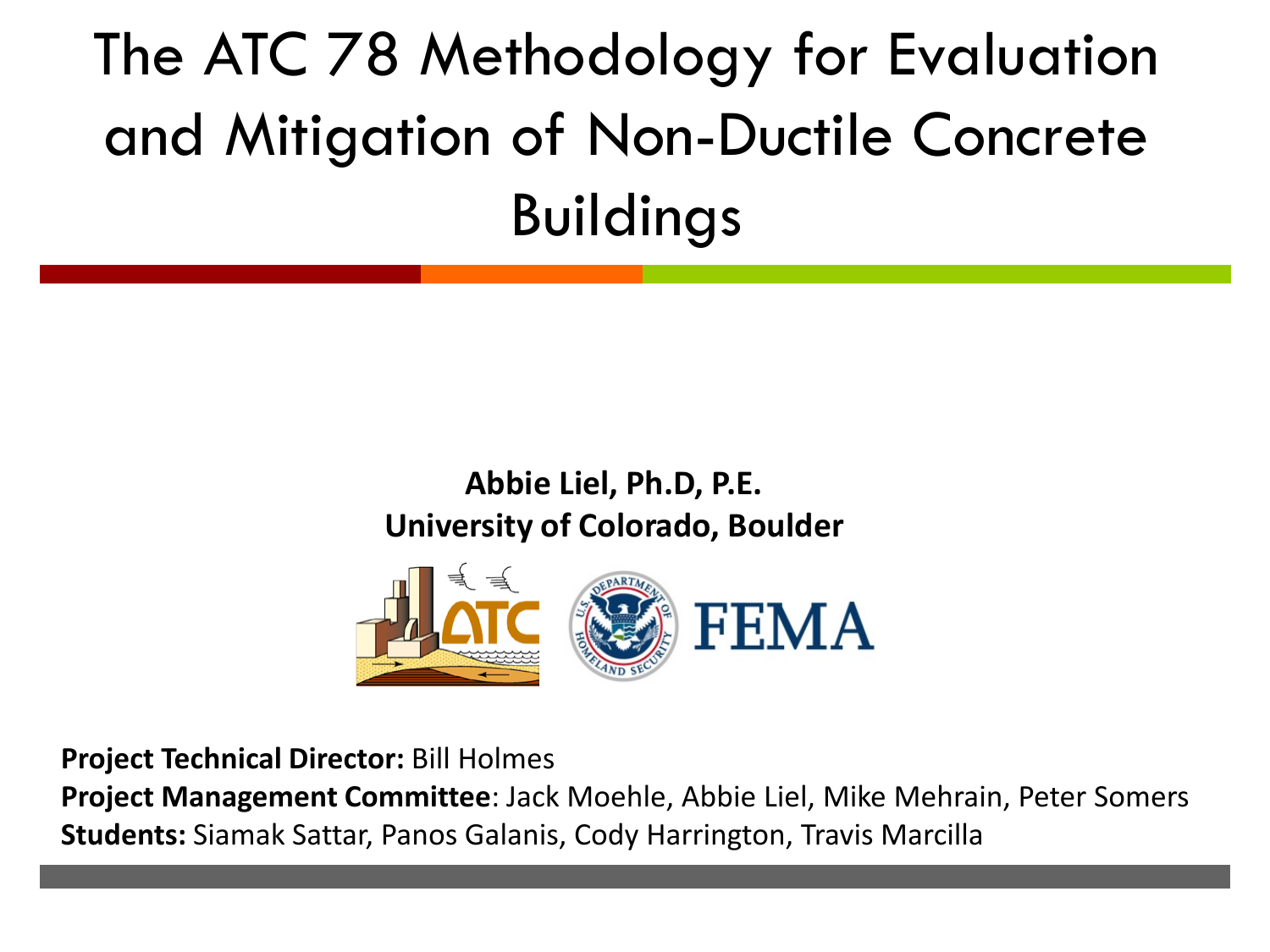# The ATC 78 Methodology for Evaluation and Mitigation of Non-Ductile Concrete Buildings

**Abbie Liel, Ph.D, P.E.**
**University of Colorado, Boulder**

**Project Technical Director:** Bill Holmes
**Project Management Committee**: Jack Moehle, Abbie Liel, Mike Mehrain, Peter Somers
**Students:** Siamak Sattar, Panos Galanis, Cody Harrington, Travis Marcilla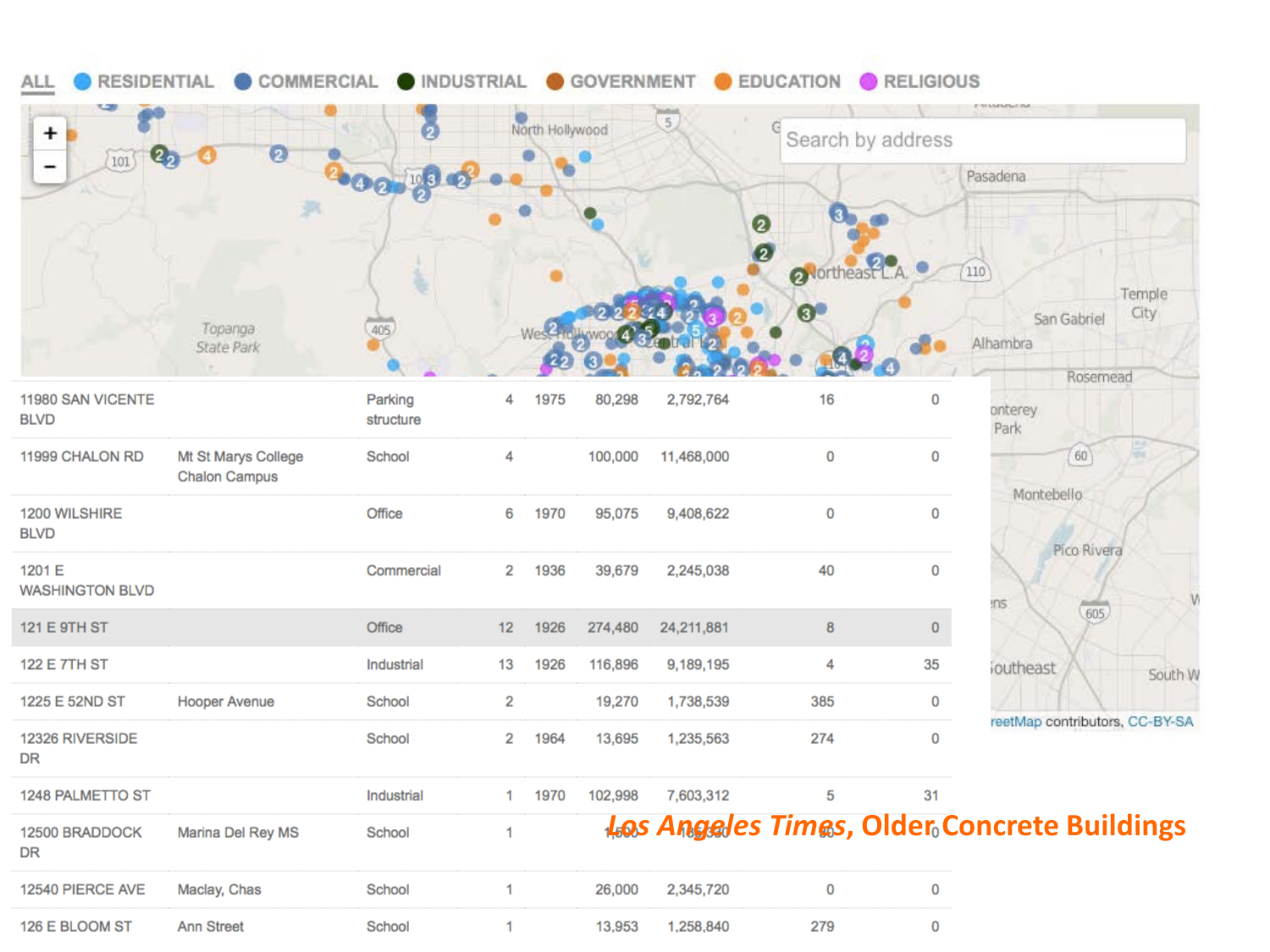ALL · RESIDENTIAL · COMMERCIAL · INDUSTRIAL · GOVERNMENT · EDUCATION · RELIGIOUS

| Address | Name | Type | Stories | Year | Sq. ft. | Value | Col 1 | Col 2 |
|---|---|---|---|---|---|---|---|---|
| 11980 SAN VICENTE BLVD | | Parking structure | 4 | 1975 | 80,298 | 2,792,764 | 16 | 0 |
| 11999 CHALON RD | Mt St Marys College Chalon Campus | School | 4 | | 100,000 | 11,468,000 | 0 | 0 |
| 1200 WILSHIRE BLVD | | Office | 6 | 1970 | 95,075 | 9,408,622 | 0 | 0 |
| 1201 E WASHINGTON BLVD | | Commercial | 2 | 1936 | 39,679 | 2,245,038 | 40 | 0 |
| 121 E 9TH ST | | Office | 12 | 1926 | 274,480 | 24,211,881 | 8 | 0 |
| 122 E 7TH ST | | Industrial | 13 | 1926 | 116,896 | 9,189,195 | 4 | 35 |
| 1225 E 52ND ST | Hooper Avenue | School | 2 | | 19,270 | 1,738,539 | 385 | 0 |
| 12326 RIVERSIDE DR | | School | 2 | 1964 | 13,695 | 1,235,563 | 274 | 0 |
| 1248 PALMETTO ST | | Industrial | 1 | 1970 | 102,998 | 7,603,312 | 5 | 31 |
| 12500 BRADDOCK DR | Marina Del Rey MS | School | 1 | | 1,500 | 135,330 | 30 | 0 |
| 12540 PIERCE AVE | Maclay, Chas | School | 1 | | 26,000 | 2,345,720 | 0 | 0 |
| 126 E BLOOM ST | Ann Street | School | 1 | | 13,953 | 1,258,840 | 279 | 0 |

*Los Angeles Times*, Older Concrete Buildings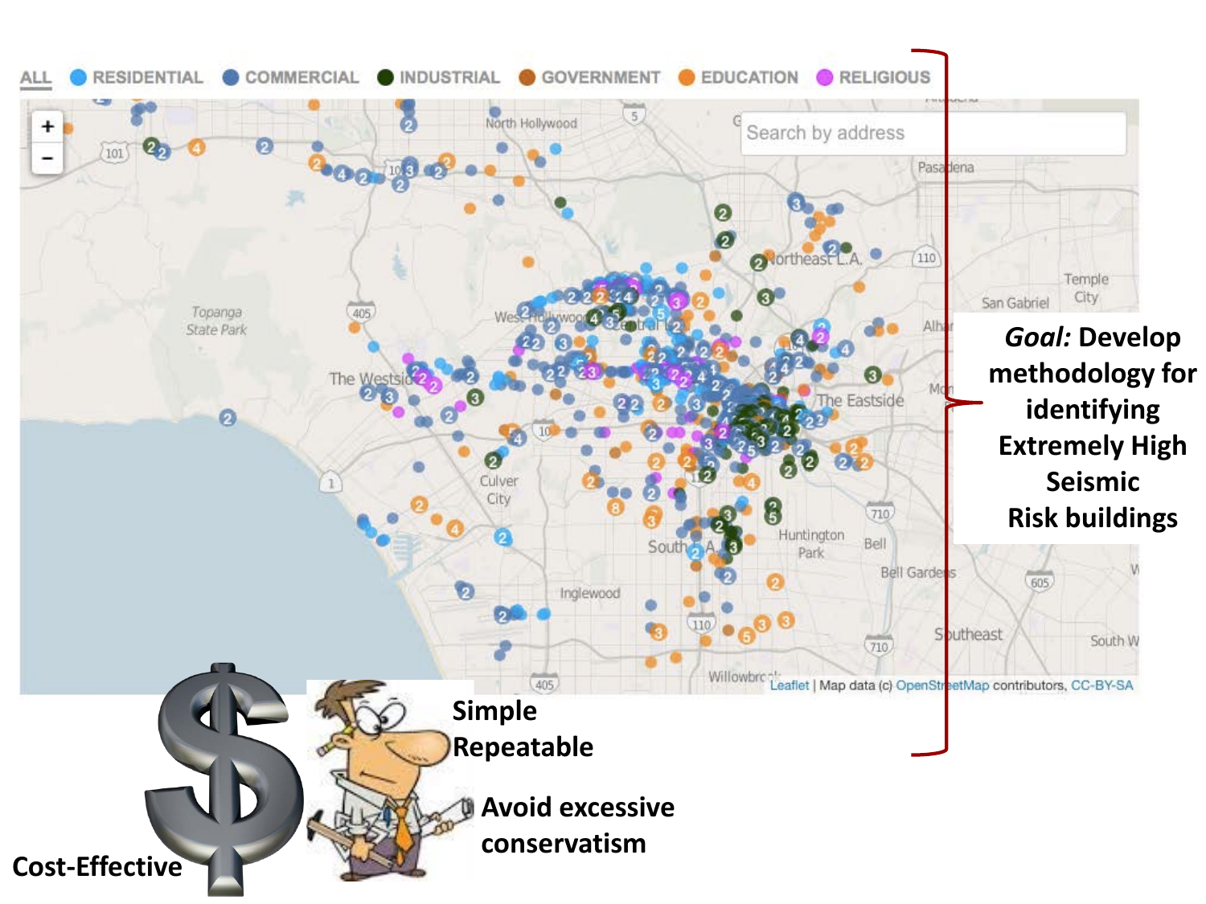*Goal:* **Develop methodology for identifying Extremely High Seismic Risk buildings**

- **Simple**
- **Repeatable**
- **Avoid excessive conservatism**
- **Cost-Effective**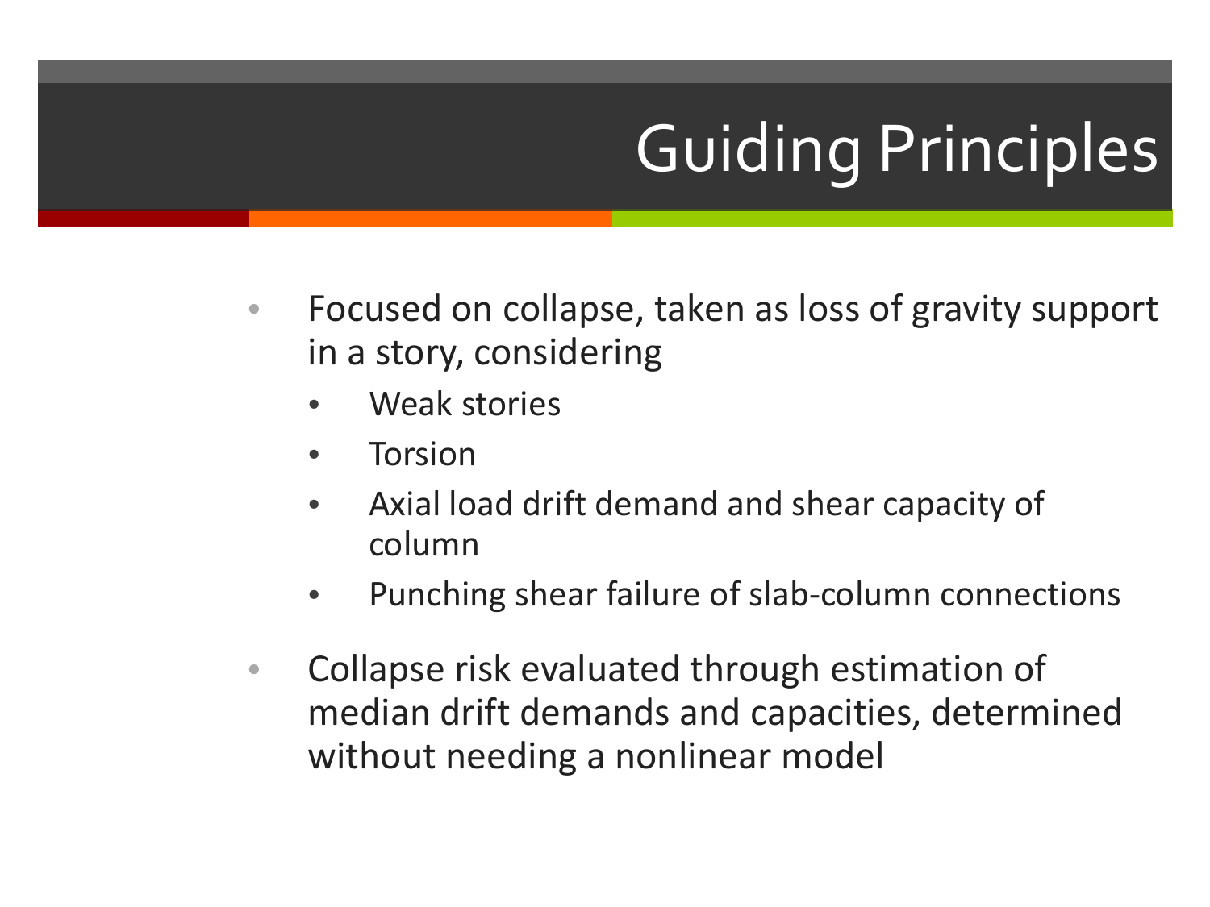# Guiding Principles

- Focused on collapse, taken as loss of gravity support in a story, considering
  - Weak stories
  - Torsion
  - Axial load drift demand and shear capacity of column
  - Punching shear failure of slab-column connections
- Collapse risk evaluated through estimation of median drift demands and capacities, determined without needing a nonlinear model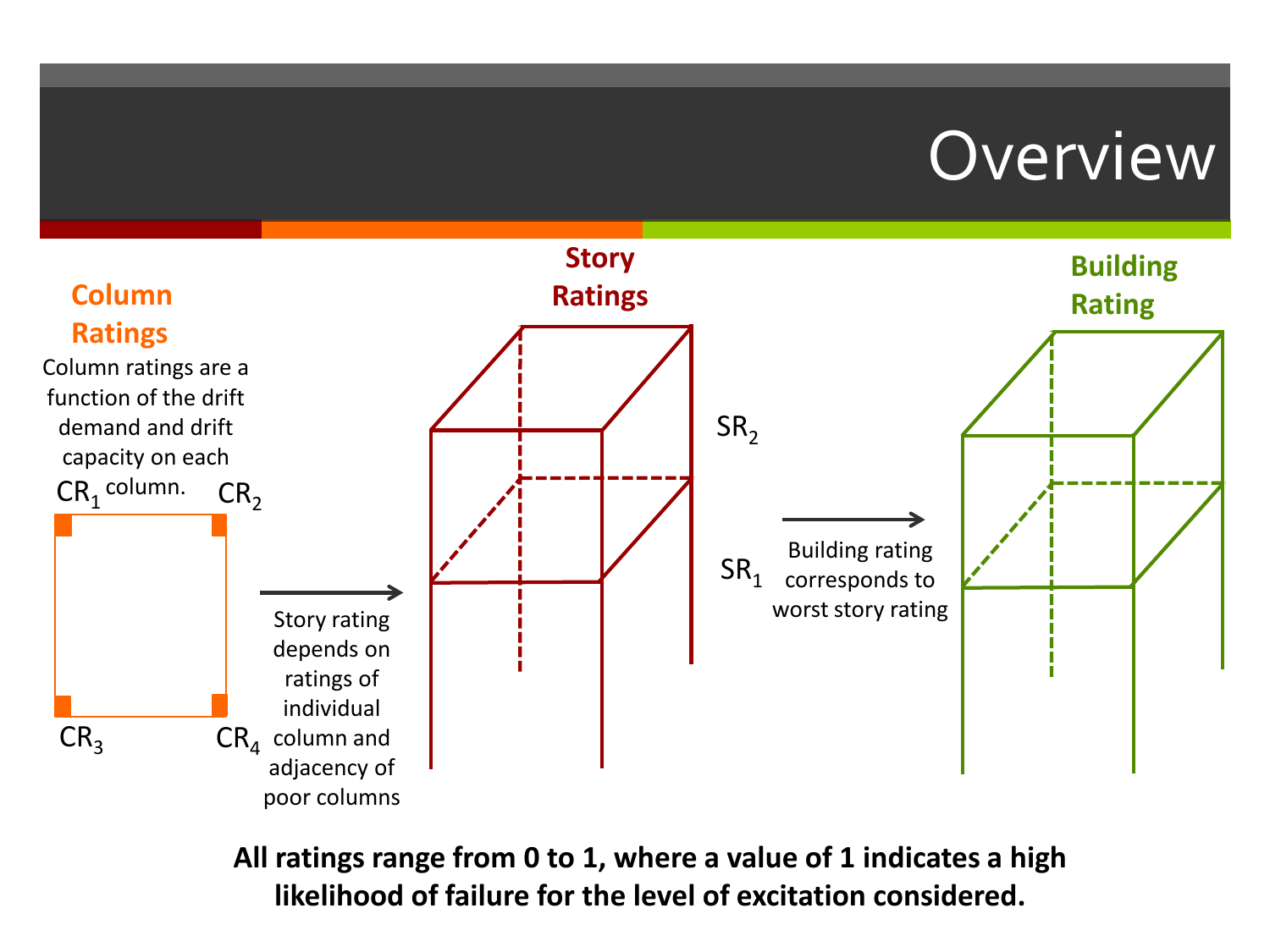# Overview

**Column Ratings**

Column ratings are a function of the drift demand and drift capacity on each column.

$CR_1$ $CR_2$ $CR_3$ $CR_4$

Story rating depends on ratings of individual column and adjacency of poor columns

**Story Ratings**

$SR_2$

$SR_1$

Building rating corresponds to worst story rating

**Building Rating**

**All ratings range from 0 to 1, where a value of 1 indicates a high likelihood of failure for the level of excitation considered.**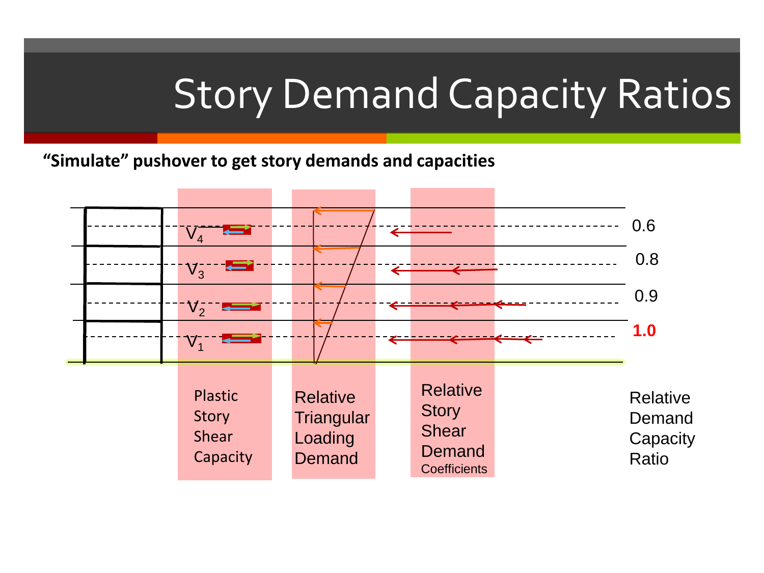# Story Demand Capacity Ratios

**"Simulate" pushover to get story demands and capacities**

$V_4$ — 0.6

$V_3$ — 0.8

$V_2$ — 0.9

$V_1$ — **1.0**

Plastic Story Shear Capacity

Relative Triangular Loading Demand

Relative Story Shear Demand Coefficients

Relative Demand Capacity Ratio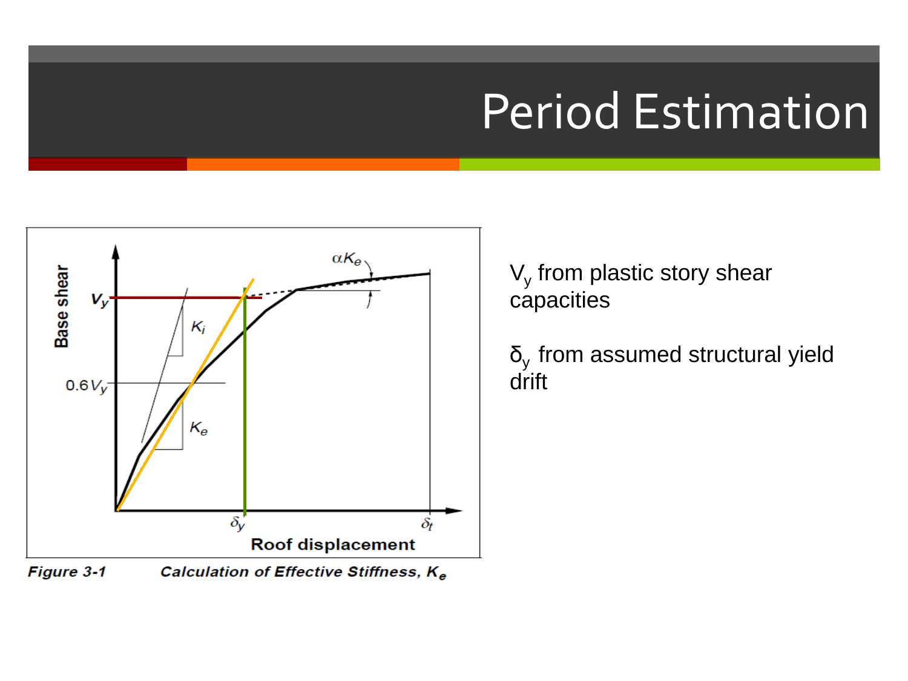# Period Estimation

*Figure 3-1* *Calculation of Effective Stiffness, $K_e$*

$V_y$ from plastic story shear capacities

$\delta_y$ from assumed structural yield drift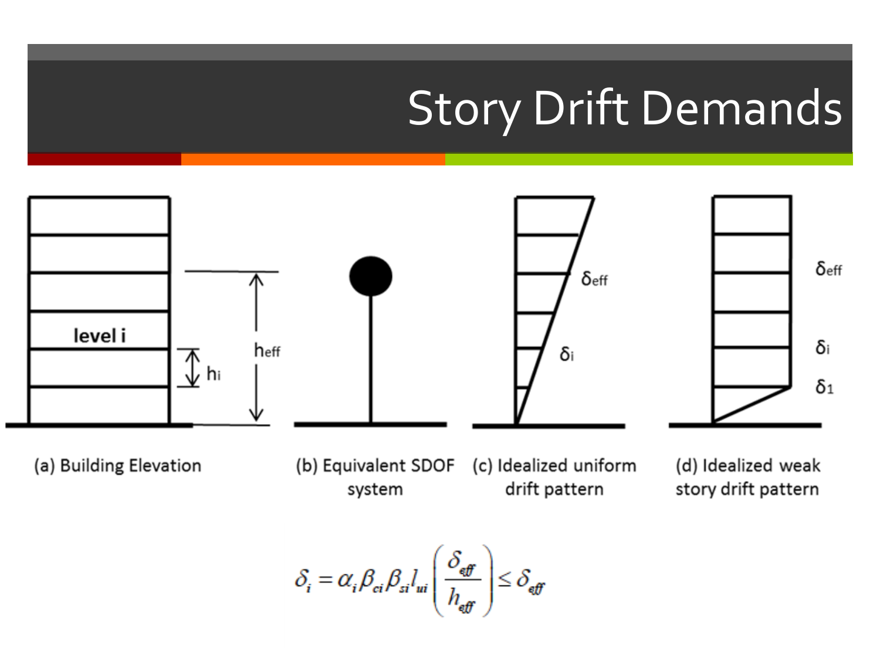# Story Drift Demands

(a) Building Elevation

(b) Equivalent SDOF system

(c) Idealized uniform drift pattern

(d) Idealized weak story drift pattern

$$\delta_i = \alpha_i \beta_{ci} \beta_{si} l_{ui} \left( \frac{\delta_{eff}}{h_{eff}} \right) \leq \delta_{eff}$$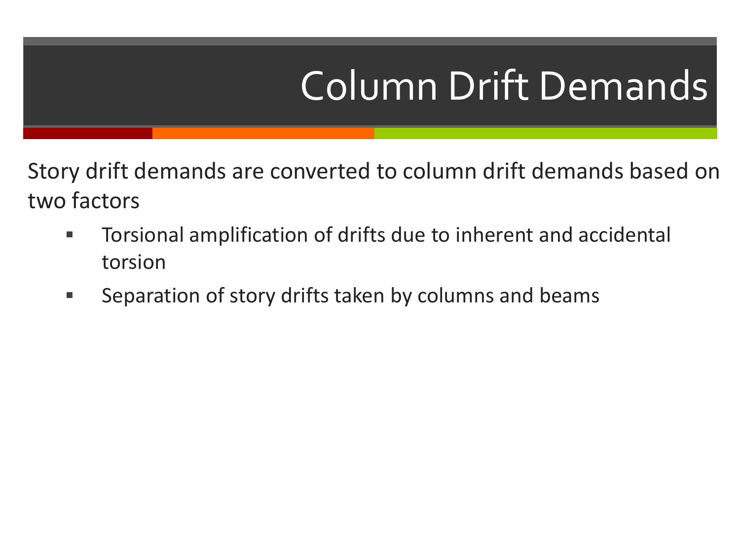# Column Drift Demands

Story drift demands are converted to column drift demands based on two factors

- Torsional amplification of drifts due to inherent and accidental torsion
- Separation of story drifts taken by columns and beams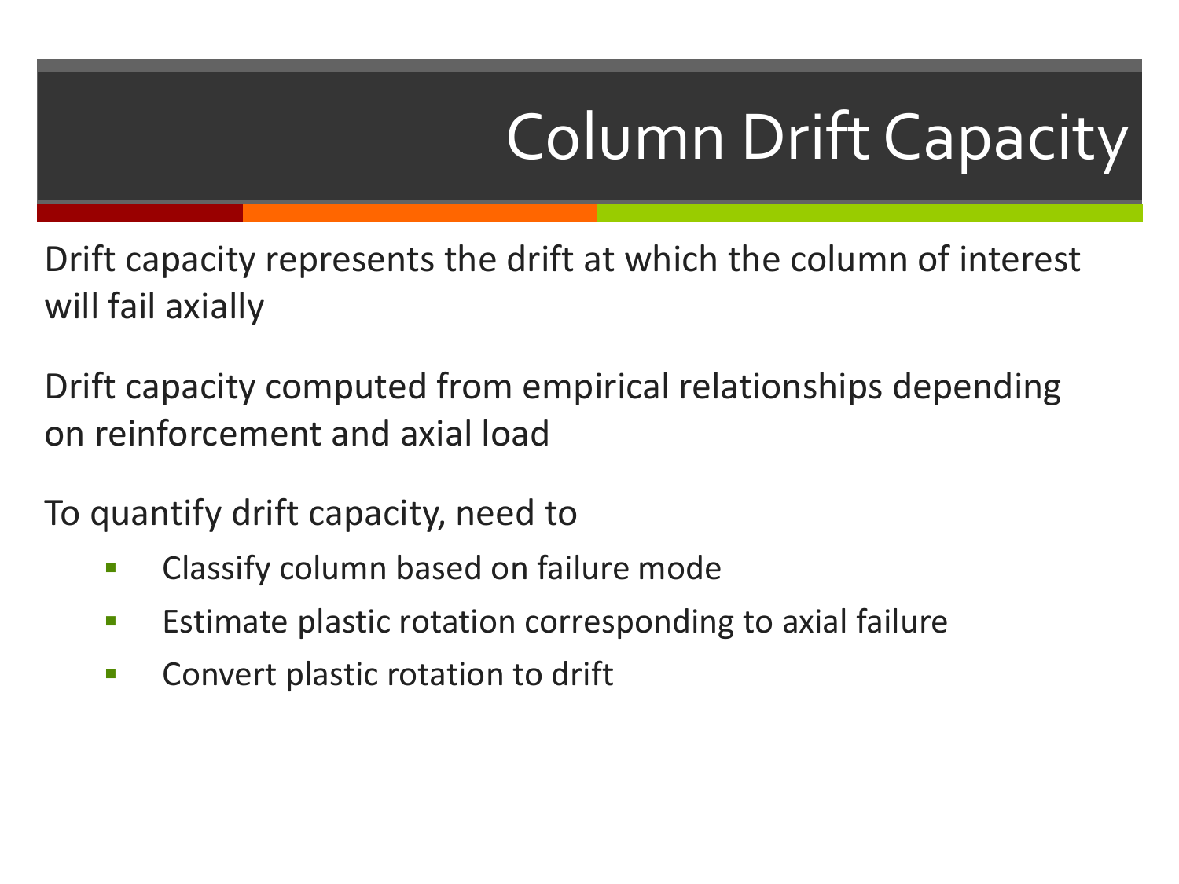# Column Drift Capacity

Drift capacity represents the drift at which the column of interest will fail axially

Drift capacity computed from empirical relationships depending on reinforcement and axial load

To quantify drift capacity, need to

- Classify column based on failure mode
- Estimate plastic rotation corresponding to axial failure
- Convert plastic rotation to drift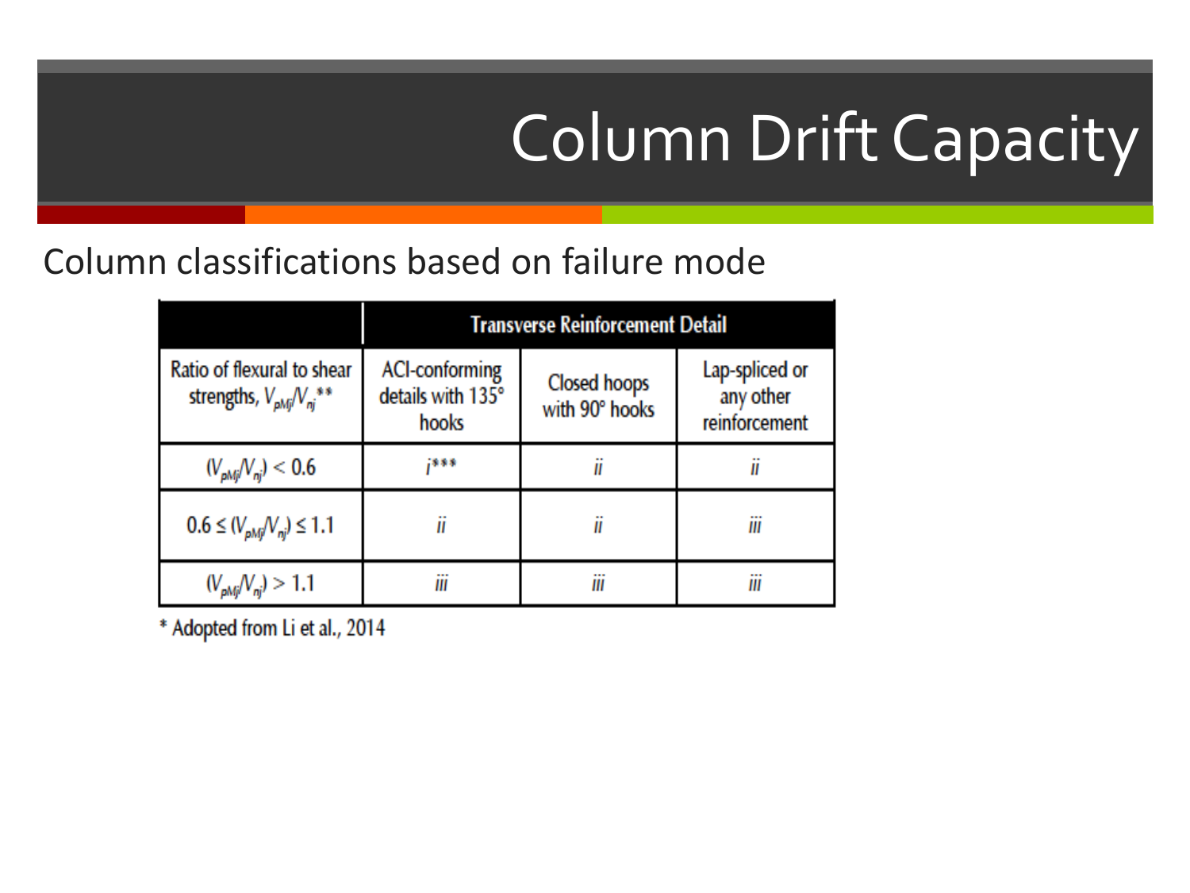# Column Drift Capacity

Column classifications based on failure mode

| | Transverse Reinforcement Detail | | |
|---|---|---|---|
| Ratio of flexural to shear strengths, $V_{pMj}/V_{nj}$** | ACI-conforming details with 135° hooks | Closed hoops with 90° hooks | Lap-spliced or any other reinforcement |
| $(V_{pMj}/V_{nj}) < 0.6$ | *i**** | *ii* | *ii* |
| $0.6 \leq (V_{pMj}/V_{nj}) \leq 1.1$ | *ii* | *ii* | *iii* |
| $(V_{pMj}/V_{nj}) > 1.1$ | *iii* | *iii* | *iii* |

* Adopted from Li et al., 2014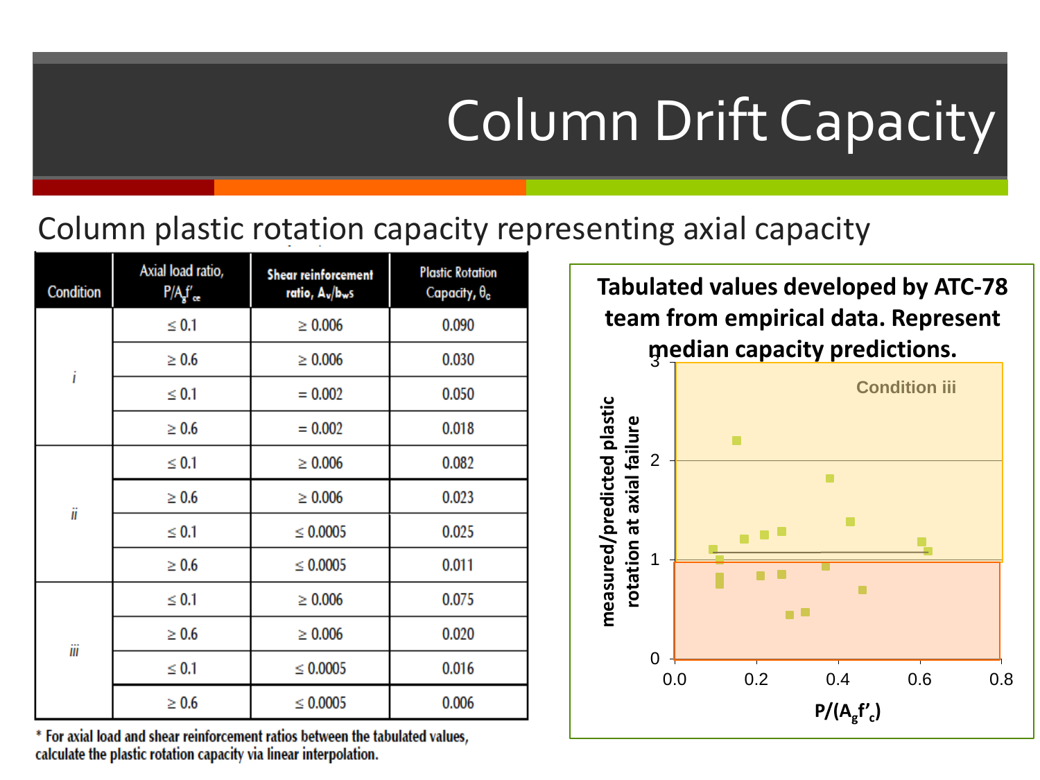# Column Drift Capacity

Column plastic rotation capacity representing axial capacity

| Condition | Axial load ratio, $P/A_g f'_{ce}$ | Shear reinforcement ratio, $A_v/b_w s$ | Plastic Rotation Capacity, $\theta_c$ |
| --- | --- | --- | --- |
| *i* | $\leq 0.1$ | $\geq 0.006$ | 0.090 |
| | $\geq 0.6$ | $\geq 0.006$ | 0.030 |
| | $\leq 0.1$ | $= 0.002$ | 0.050 |
| | $\geq 0.6$ | $= 0.002$ | 0.018 |
| *ii* | $\leq 0.1$ | $\geq 0.006$ | 0.082 |
| | $\geq 0.6$ | $\geq 0.006$ | 0.023 |
| | $\leq 0.1$ | $\leq 0.0005$ | 0.025 |
| | $\geq 0.6$ | $\leq 0.0005$ | 0.011 |
| *iii* | $\leq 0.1$ | $\geq 0.006$ | 0.075 |
| | $\geq 0.6$ | $\geq 0.006$ | 0.020 |
| | $\leq 0.1$ | $\leq 0.0005$ | 0.016 |
| | $\geq 0.6$ | $\leq 0.0005$ | 0.006 |

\* For axial load and shear reinforcement ratios between the tabulated values, calculate the plastic rotation capacity via linear interpolation.

**Tabulated values developed by ATC-78 team from empirical data. Represent median capacity predictions.**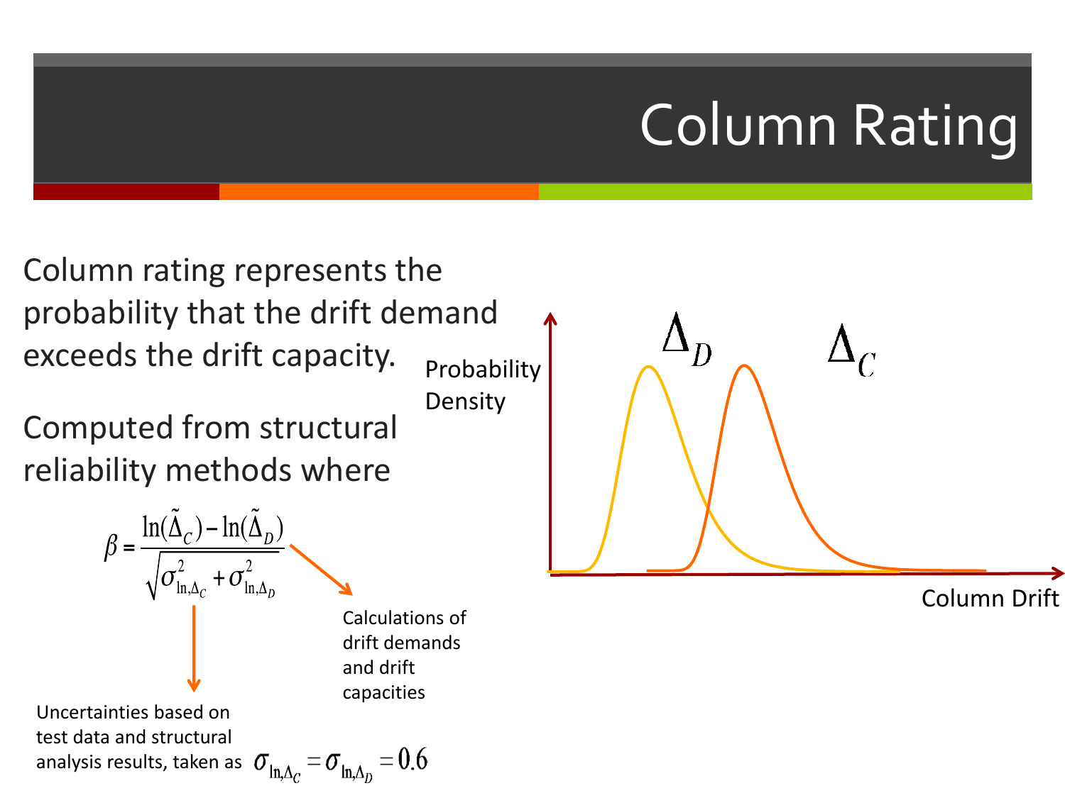# Column Rating

Column rating represents the probability that the drift demand exceeds the drift capacity.

Computed from structural reliability methods where

$$\beta = \frac{\ln(\tilde{\Delta}_C) - \ln(\tilde{\Delta}_D)}{\sqrt{\sigma^2_{\ln,\Delta_C} + \sigma^2_{\ln,\Delta_D}}}$$

Calculations of drift demands and drift capacities

Uncertainties based on test data and structural analysis results, taken as $\sigma_{\ln,\Delta_C} = \sigma_{\ln,\Delta_D} = 0.6$

Probability Density

$\Delta_D$

$\Delta_C$

Column Drift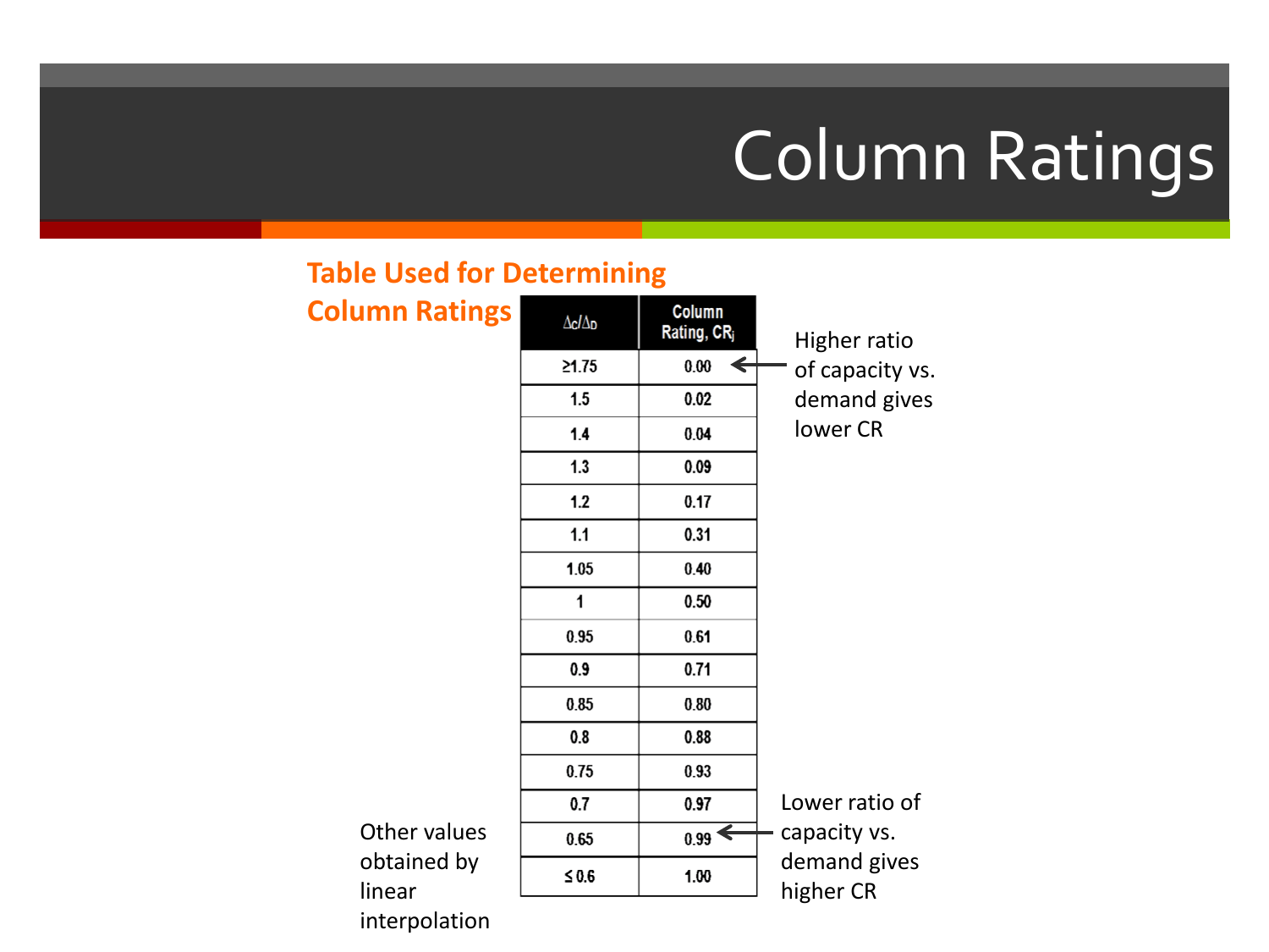# Column Ratings

**Table Used for Determining Column Ratings**

| $\Delta_C/\Delta_D$ | Column Rating, $CR_j$ |
| --- | --- |
| ≥1.75 | 0.00 |
| 1.5 | 0.02 |
| 1.4 | 0.04 |
| 1.3 | 0.09 |
| 1.2 | 0.17 |
| 1.1 | 0.31 |
| 1.05 | 0.40 |
| 1 | 0.50 |
| 0.95 | 0.61 |
| 0.9 | 0.71 |
| 0.85 | 0.80 |
| 0.8 | 0.88 |
| 0.75 | 0.93 |
| 0.7 | 0.97 |
| 0.65 | 0.99 |
| ≤ 0.6 | 1.00 |

Higher ratio of capacity vs. demand gives lower CR

Lower ratio of capacity vs. demand gives higher CR

Other values obtained by linear interpolation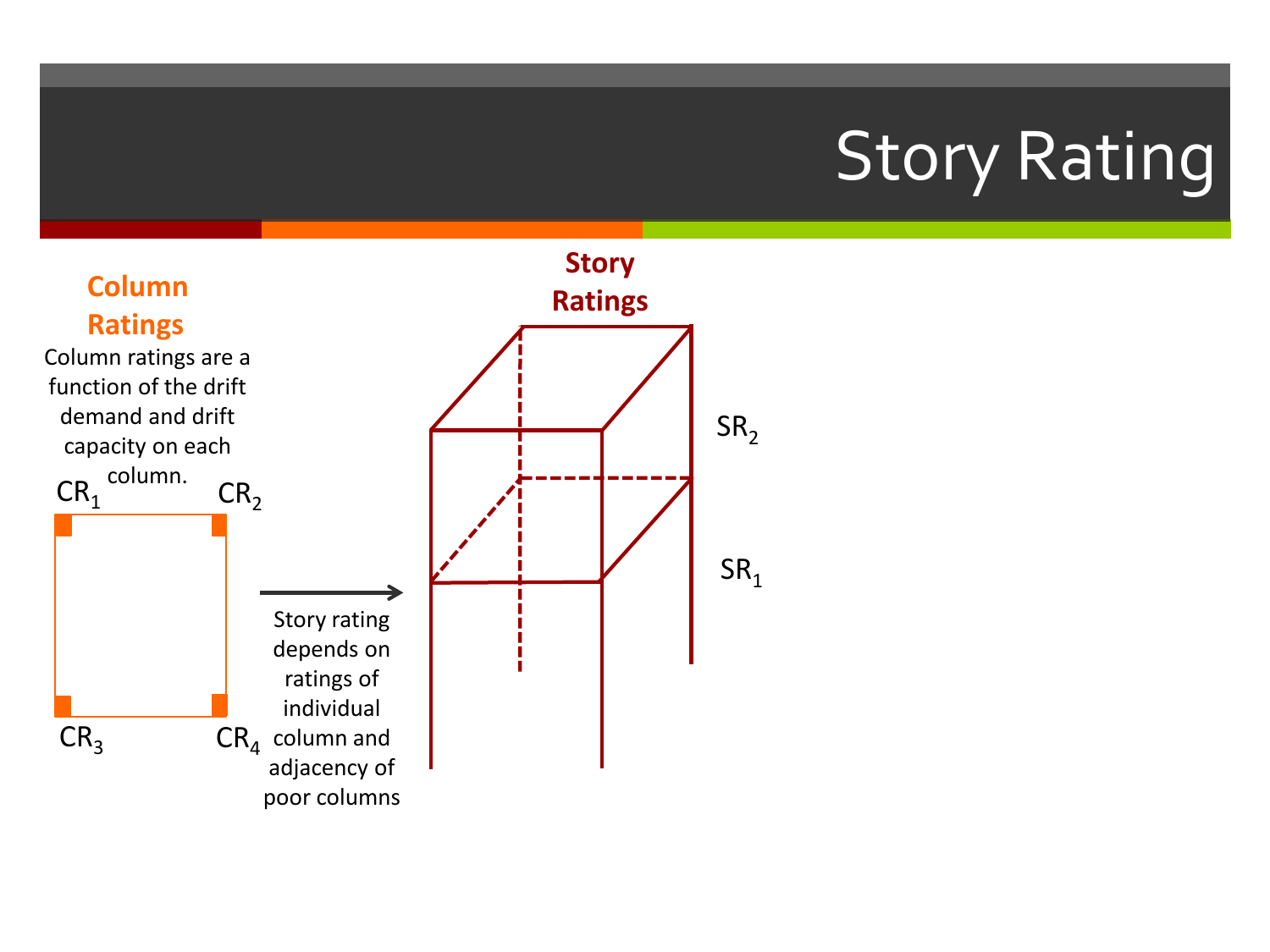# Story Rating

**Column Ratings**

Column ratings are a function of the drift demand and drift capacity on each column.

$CR_1$ $CR_2$

$CR_3$ $CR_4$

Story rating depends on ratings of individual column and adjacency of poor columns

**Story Ratings**

$SR_2$

$SR_1$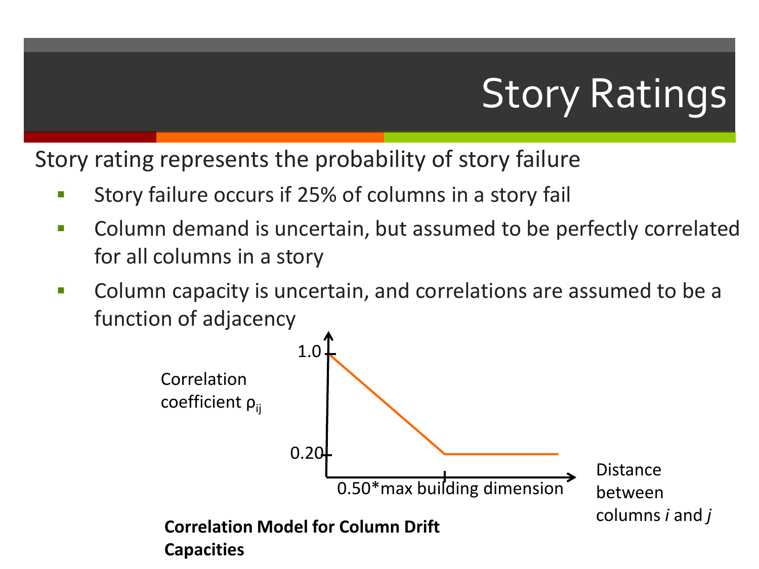# Story Ratings

Story rating represents the probability of story failure

- Story failure occurs if 25% of columns in a story fail
- Column demand is uncertain, but assumed to be perfectly correlated for all columns in a story
- Column capacity is uncertain, and correlations are assumed to be a function of adjacency

Correlation coefficient $\rho_{ij}$

1.0

0.20

0.50*max building dimension

Distance between columns *i* and *j*

**Correlation Model for Column Drift Capacities**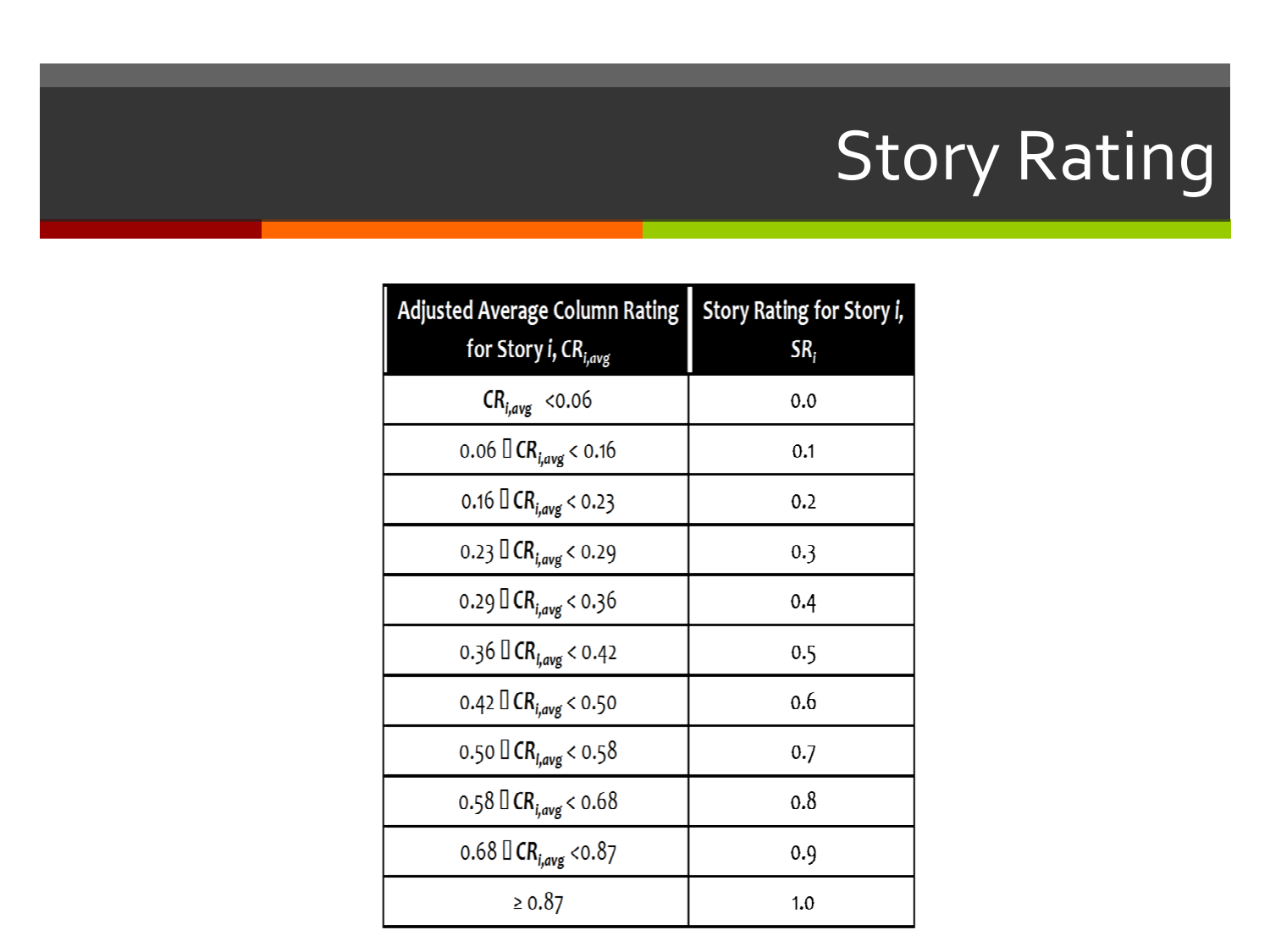# Story Rating

| Adjusted Average Column Rating for Story $i$, $CR_{i,avg}$ | Story Rating for Story $i$, $SR_i$ |
| --- | --- |
| $CR_{i,avg} < 0.06$ | 0.0 |
| $0.06 \leq CR_{i,avg} < 0.16$ | 0.1 |
| $0.16 \leq CR_{i,avg} < 0.23$ | 0.2 |
| $0.23 \leq CR_{i,avg} < 0.29$ | 0.3 |
| $0.29 \leq CR_{i,avg} < 0.36$ | 0.4 |
| $0.36 \leq CR_{i,avg} < 0.42$ | 0.5 |
| $0.42 \leq CR_{i,avg} < 0.50$ | 0.6 |
| $0.50 \leq CR_{i,avg} < 0.58$ | 0.7 |
| $0.58 \leq CR_{i,avg} < 0.68$ | 0.8 |
| $0.68 \leq CR_{i,avg} < 0.87$ | 0.9 |
| $\geq 0.87$ | 1.0 |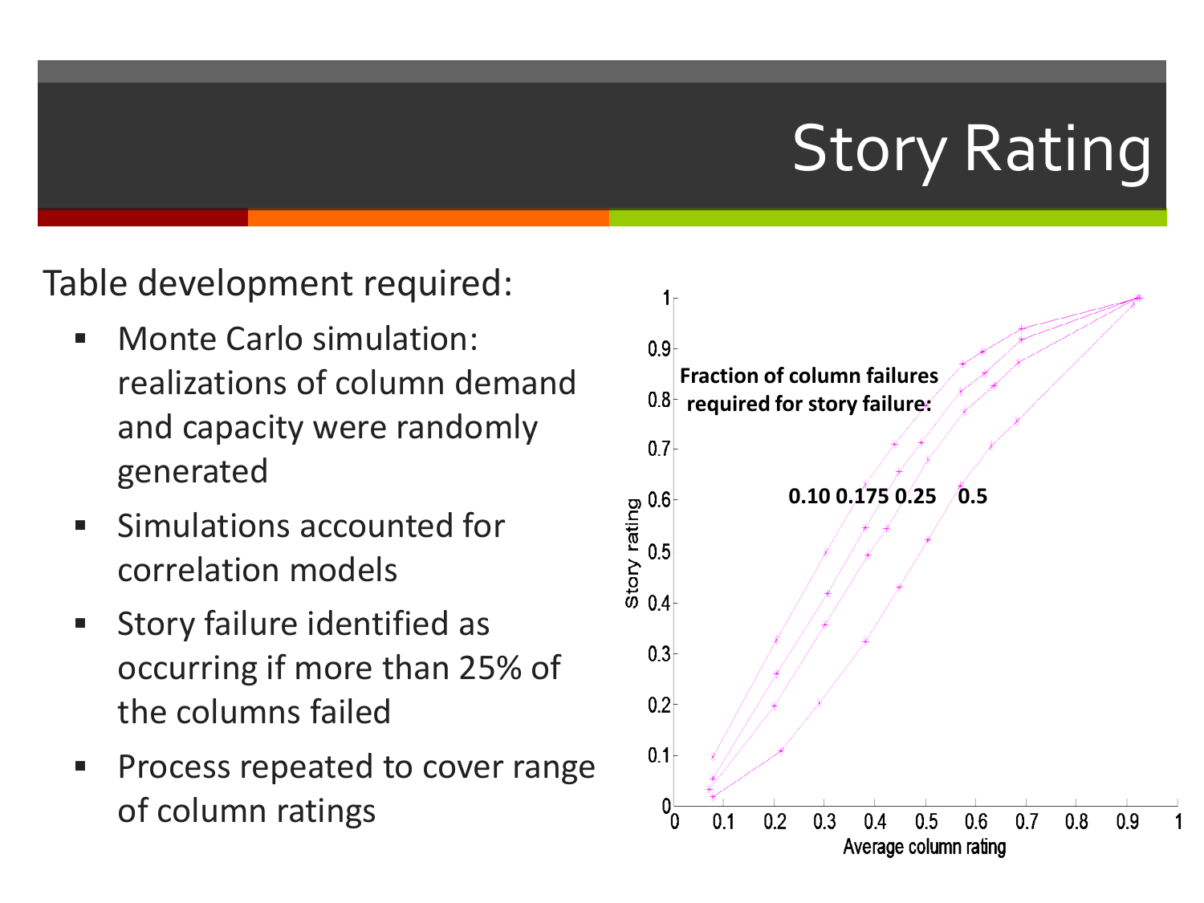# Story Rating

Table development required:

- Monte Carlo simulation: realizations of column demand and capacity were randomly generated
- Simulations accounted for correlation models
- Story failure identified as occurring if more than 25% of the columns failed
- Process repeated to cover range of column ratings

**Fraction of column failures required for story failure:**

**0.10 0.175 0.25 0.5**

Story rating

Average column rating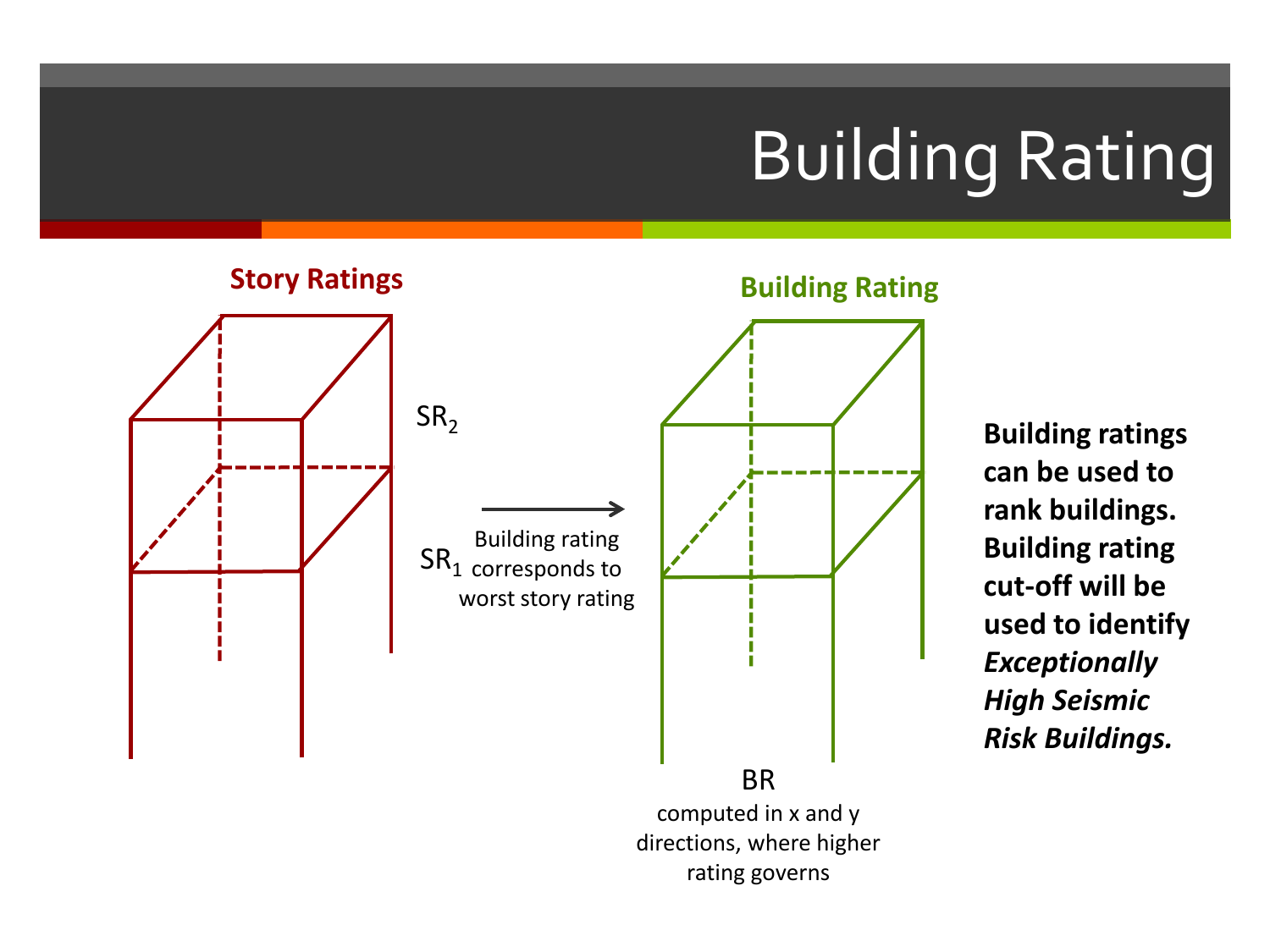# Building Rating

**Story Ratings**

$SR_2$

$SR_1$

Building rating corresponds to worst story rating

**Building Rating**

BR

computed in x and y directions, where higher rating governs

**Building ratings can be used to rank buildings. Building rating cut-off will be used to identify *Exceptionally High Seismic Risk Buildings.***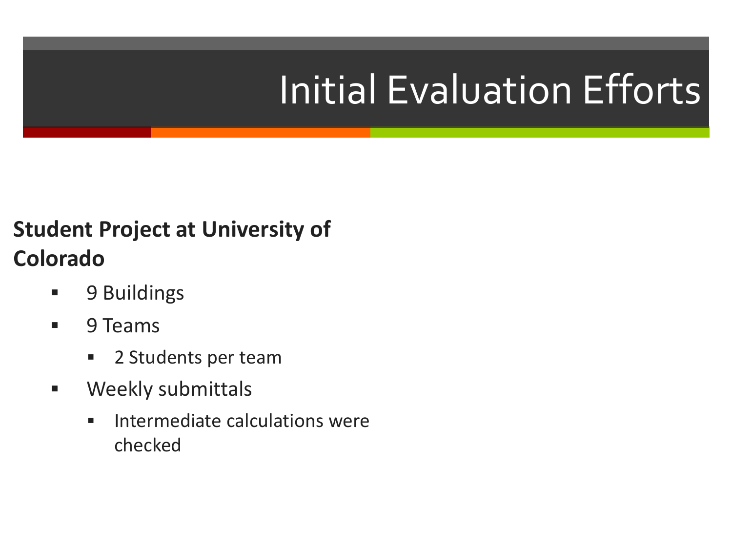# Initial Evaluation Efforts

**Student Project at University of Colorado**

- 9 Buildings
- 9 Teams
  - 2 Students per team
- Weekly submittals
  - Intermediate calculations were checked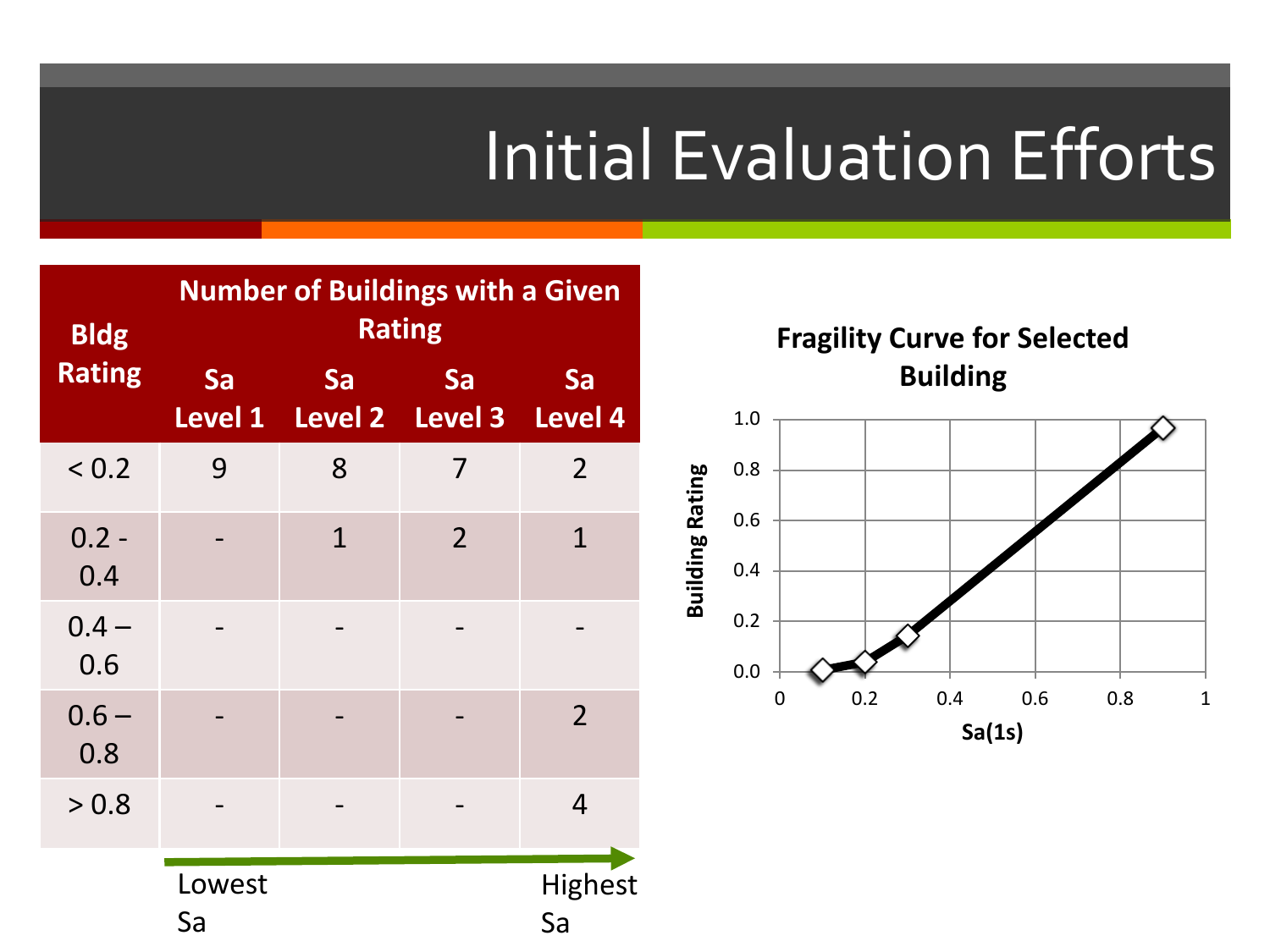# Initial Evaluation Efforts

| Bldg Rating | Number of Buildings with a Given Rating | | | |
|---|---|---|---|---|
| | Sa Level 1 | Sa Level 2 | Sa Level 3 | Sa Level 4 |
| < 0.2 | 9 | 8 | 7 | 2 |
| 0.2 - 0.4 | - | 1 | 2 | 1 |
| 0.4 – 0.6 | - | - | - | - |
| 0.6 – 0.8 | - | - | - | 2 |
| > 0.8 | - | - | - | 4 |

Lowest Sa → Highest Sa

**Fragility Curve for Selected Building**

(Building Rating vs. Sa(1s))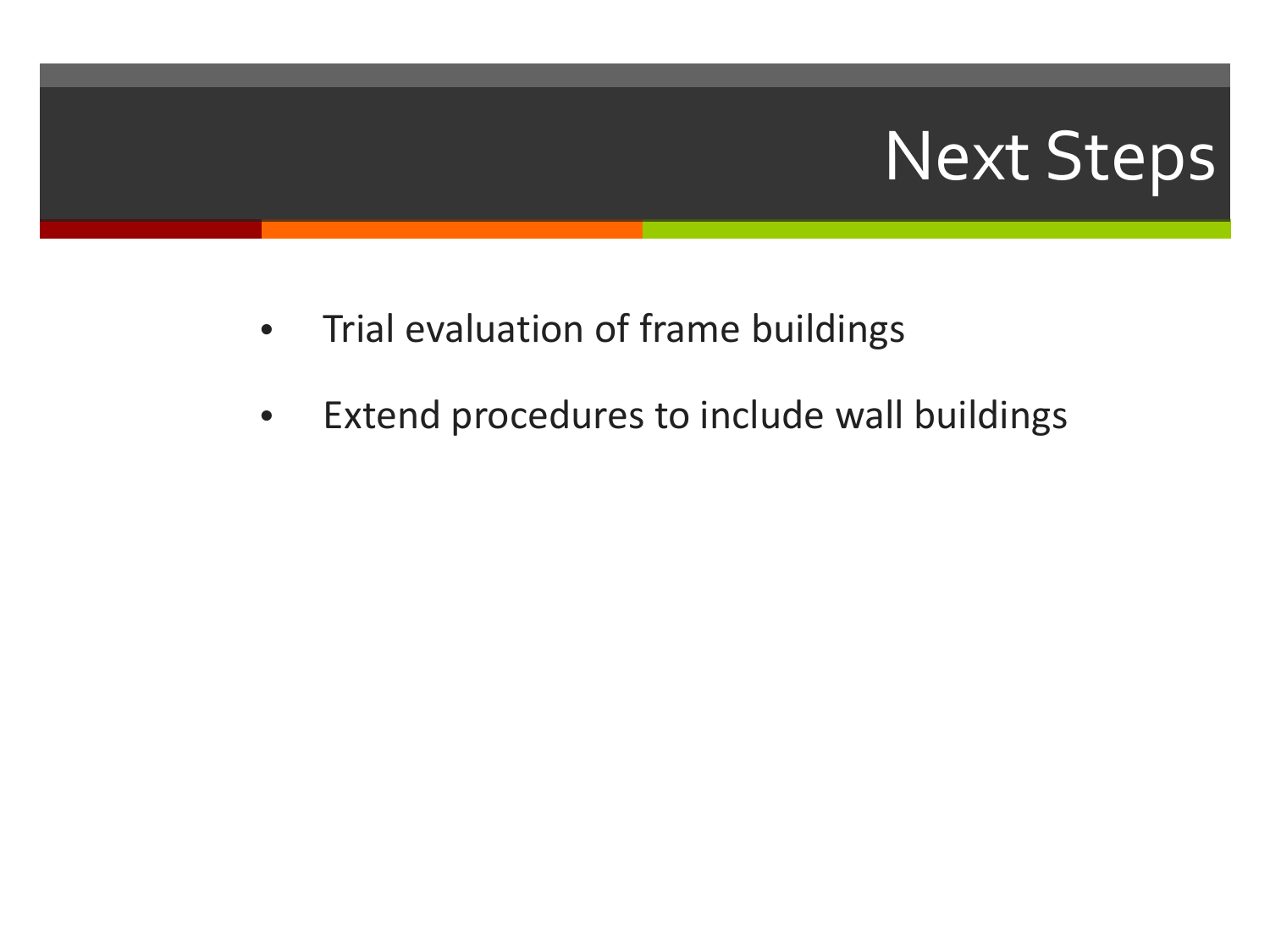# Next Steps

- Trial evaluation of frame buildings
- Extend procedures to include wall buildings